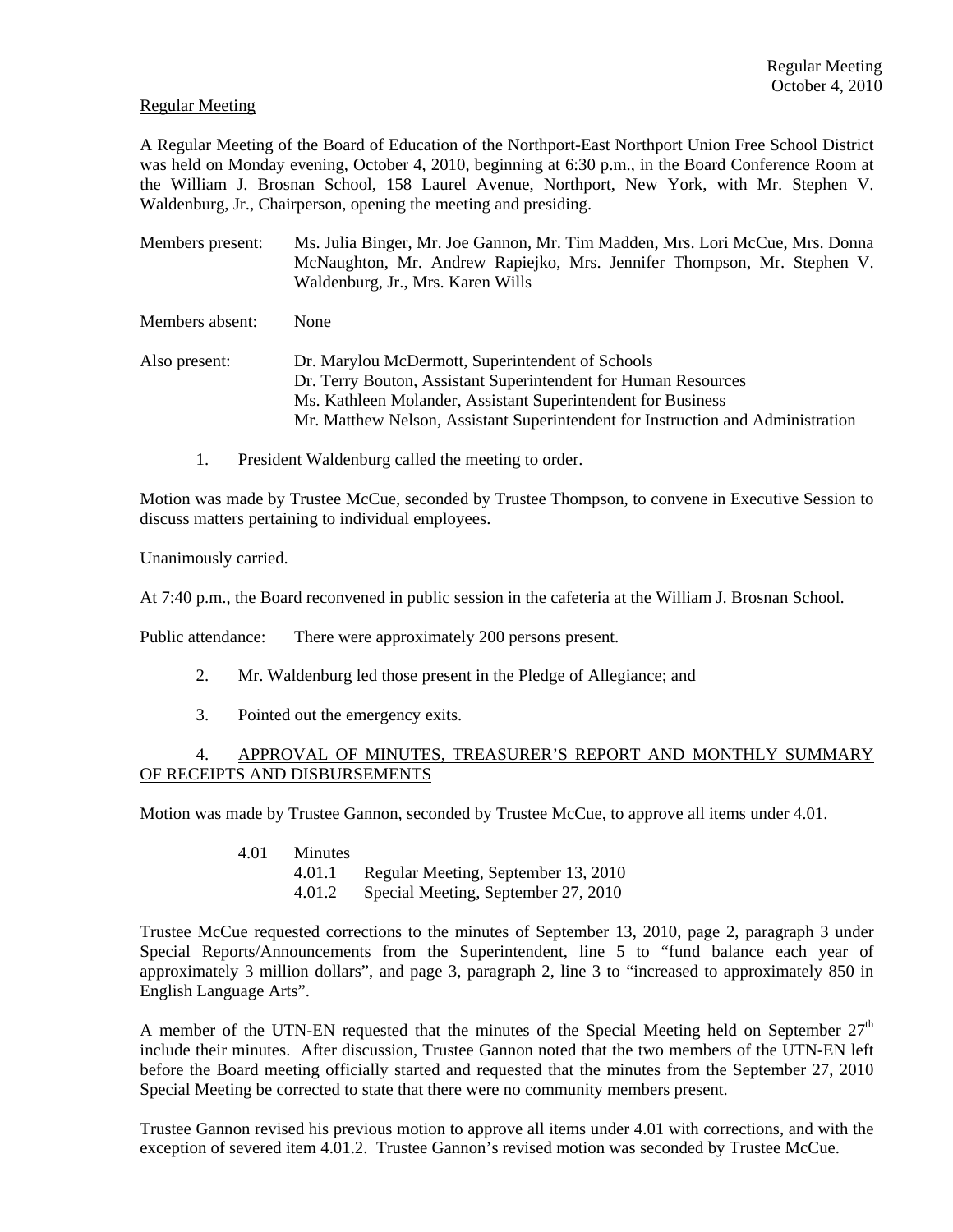Regular Meeting

A Regular Meeting of the Board of Education of the Northport-East Northport Union Free School District was held on Monday evening, October 4, 2010, beginning at 6:30 p.m., in the Board Conference Room at the William J. Brosnan School, 158 Laurel Avenue, Northport, New York, with Mr. Stephen V. Waldenburg, Jr., Chairperson, opening the meeting and presiding.

Members present: Ms. Julia Binger, Mr. Joe Gannon, Mr. Tim Madden, Mrs. Lori McCue, Mrs. Donna McNaughton, Mr. Andrew Rapiejko, Mrs. Jennifer Thompson, Mr. Stephen V. Waldenburg, Jr., Mrs. Karen Wills

Members absent: None

Also present: Dr. Marylou McDermott, Superintendent of Schools
Dr. Terry Bouton, Assistant Superintendent for Human Resources
Ms. Kathleen Molander, Assistant Superintendent for Business
Mr. Matthew Nelson, Assistant Superintendent for Instruction and Administration

1. President Waldenburg called the meeting to order.

Motion was made by Trustee McCue, seconded by Trustee Thompson, to convene in Executive Session to discuss matters pertaining to individual employees.

Unanimously carried.

At 7:40 p.m., the Board reconvened in public session in the cafeteria at the William J. Brosnan School.

Public attendance: There were approximately 200 persons present.

2. Mr. Waldenburg led those present in the Pledge of Allegiance; and

3. Pointed out the emergency exits.

4. APPROVAL OF MINUTES, TREASURER'S REPORT AND MONTHLY SUMMARY OF RECEIPTS AND DISBURSEMENTS

Motion was made by Trustee Gannon, seconded by Trustee McCue, to approve all items under 4.01.

4.01 Minutes
 4.01.1 Regular Meeting, September 13, 2010
 4.01.2 Special Meeting, September 27, 2010

Trustee McCue requested corrections to the minutes of September 13, 2010, page 2, paragraph 3 under Special Reports/Announcements from the Superintendent, line 5 to "fund balance each year of approximately 3 million dollars", and page 3, paragraph 2, line 3 to "increased to approximately 850 in English Language Arts".

A member of the UTN-EN requested that the minutes of the Special Meeting held on September 27th include their minutes. After discussion, Trustee Gannon noted that the two members of the UTN-EN left before the Board meeting officially started and requested that the minutes from the September 27, 2010 Special Meeting be corrected to state that there were no community members present.

Trustee Gannon revised his previous motion to approve all items under 4.01 with corrections, and with the exception of severed item 4.01.2. Trustee Gannon's revised motion was seconded by Trustee McCue.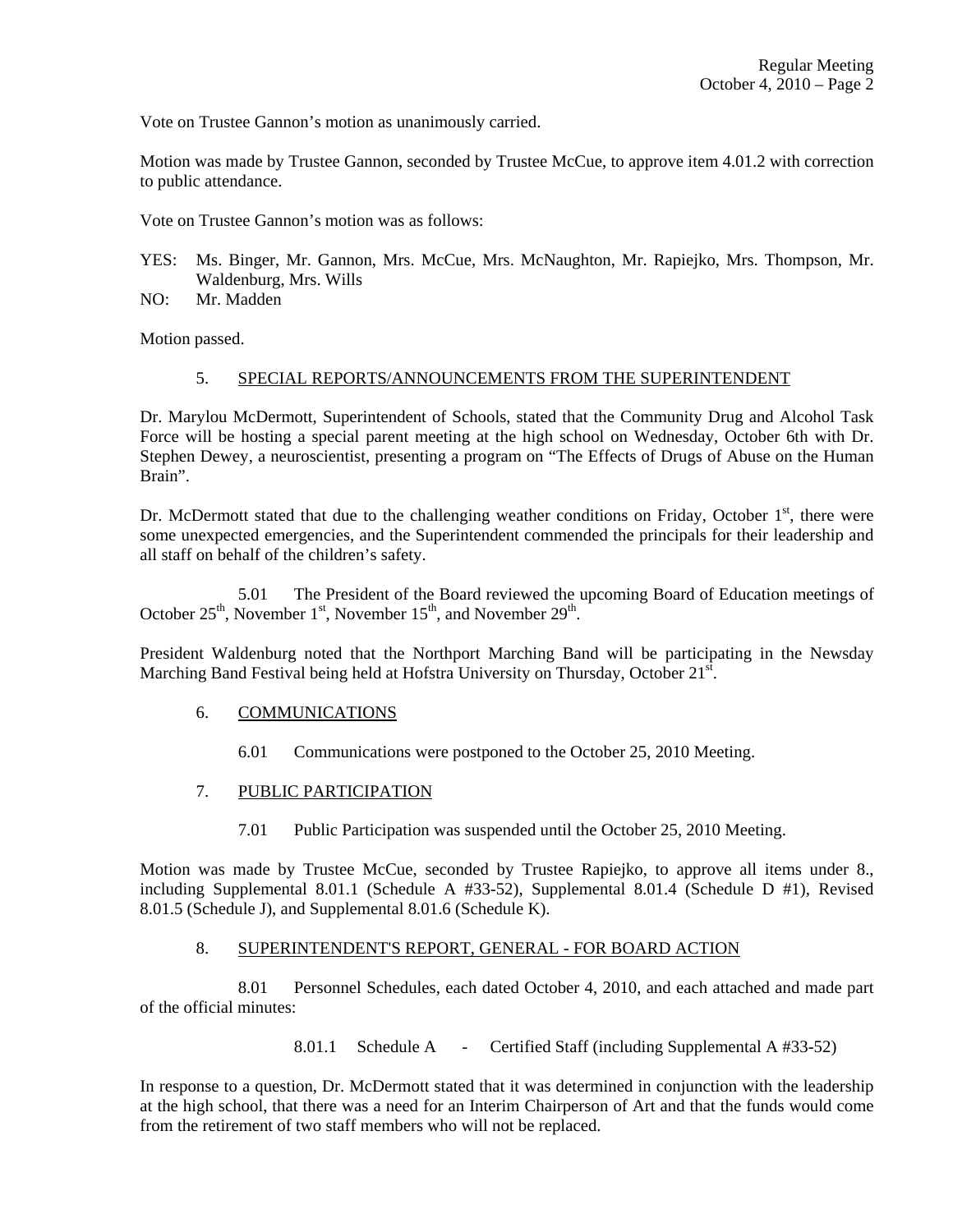Vote on Trustee Gannon's motion as unanimously carried.

Motion was made by Trustee Gannon, seconded by Trustee McCue, to approve item 4.01.2 with correction to public attendance.

Vote on Trustee Gannon's motion was as follows:

YES: Ms. Binger, Mr. Gannon, Mrs. McCue, Mrs. McNaughton, Mr. Rapiejko, Mrs. Thompson, Mr. Waldenburg, Mrs. Wills
NO: Mr. Madden

Motion passed.

5. SPECIAL REPORTS/ANNOUNCEMENTS FROM THE SUPERINTENDENT

Dr. Marylou McDermott, Superintendent of Schools, stated that the Community Drug and Alcohol Task Force will be hosting a special parent meeting at the high school on Wednesday, October 6th with Dr. Stephen Dewey, a neuroscientist, presenting a program on "The Effects of Drugs of Abuse on the Human Brain".

Dr. McDermott stated that due to the challenging weather conditions on Friday, October 1st, there were some unexpected emergencies, and the Superintendent commended the principals for their leadership and all staff on behalf of the children's safety.

5.01 The President of the Board reviewed the upcoming Board of Education meetings of October 25th, November 1st, November 15th, and November 29th.

President Waldenburg noted that the Northport Marching Band will be participating in the Newsday Marching Band Festival being held at Hofstra University on Thursday, October 21st.

6. COMMUNICATIONS

6.01 Communications were postponed to the October 25, 2010 Meeting.

7. PUBLIC PARTICIPATION

7.01 Public Participation was suspended until the October 25, 2010 Meeting.

Motion was made by Trustee McCue, seconded by Trustee Rapiejko, to approve all items under 8., including Supplemental 8.01.1 (Schedule A #33-52), Supplemental 8.01.4 (Schedule D #1), Revised 8.01.5 (Schedule J), and Supplemental 8.01.6 (Schedule K).

8. SUPERINTENDENT'S REPORT, GENERAL - FOR BOARD ACTION

8.01 Personnel Schedules, each dated October 4, 2010, and each attached and made part of the official minutes:

8.01.1 Schedule A - Certified Staff (including Supplemental A #33-52)

In response to a question, Dr. McDermott stated that it was determined in conjunction with the leadership at the high school, that there was a need for an Interim Chairperson of Art and that the funds would come from the retirement of two staff members who will not be replaced.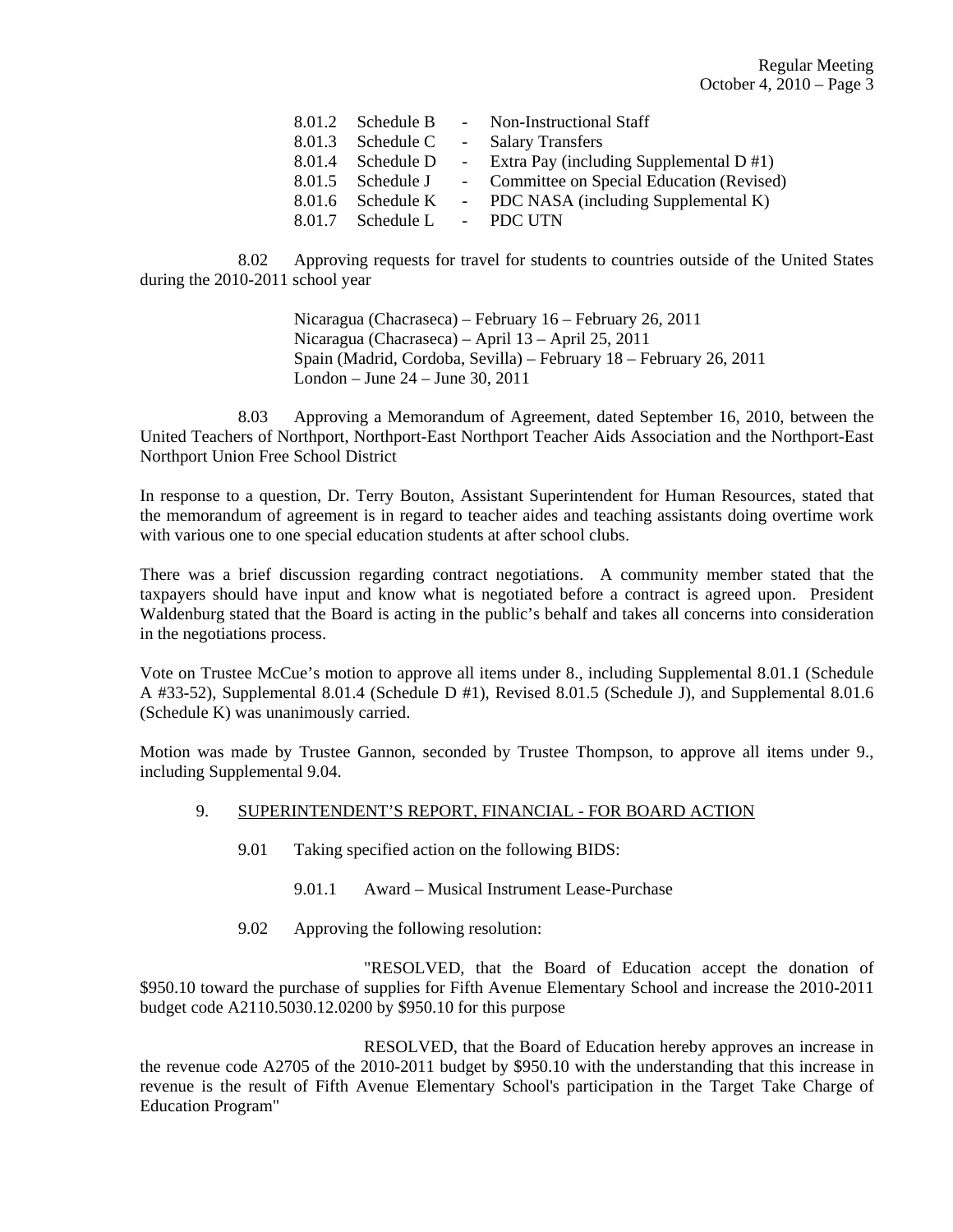8.01.2 Schedule B - Non-Instructional Staff
8.01.3 Schedule C - Salary Transfers
8.01.4 Schedule D - Extra Pay (including Supplemental D #1)
8.01.5 Schedule J - Committee on Special Education (Revised)
8.01.6 Schedule K - PDC NASA (including Supplemental K)
8.01.7 Schedule L - PDC UTN

8.02 Approving requests for travel for students to countries outside of the United States during the 2010-2011 school year

Nicaragua (Chacraseca) – February 16 – February 26, 2011
Nicaragua (Chacraseca) – April 13 – April 25, 2011
Spain (Madrid, Cordoba, Sevilla) – February 18 – February 26, 2011
London – June 24 – June 30, 2011

8.03 Approving a Memorandum of Agreement, dated September 16, 2010, between the United Teachers of Northport, Northport-East Northport Teacher Aids Association and the Northport-East Northport Union Free School District

In response to a question, Dr. Terry Bouton, Assistant Superintendent for Human Resources, stated that the memorandum of agreement is in regard to teacher aides and teaching assistants doing overtime work with various one to one special education students at after school clubs.

There was a brief discussion regarding contract negotiations. A community member stated that the taxpayers should have input and know what is negotiated before a contract is agreed upon. President Waldenburg stated that the Board is acting in the public's behalf and takes all concerns into consideration in the negotiations process.

Vote on Trustee McCue's motion to approve all items under 8., including Supplemental 8.01.1 (Schedule A #33-52), Supplemental 8.01.4 (Schedule D #1), Revised 8.01.5 (Schedule J), and Supplemental 8.01.6 (Schedule K) was unanimously carried.

Motion was made by Trustee Gannon, seconded by Trustee Thompson, to approve all items under 9., including Supplemental 9.04.

9. SUPERINTENDENT'S REPORT, FINANCIAL - FOR BOARD ACTION

9.01 Taking specified action on the following BIDS:

9.01.1 Award – Musical Instrument Lease-Purchase

9.02 Approving the following resolution:

"RESOLVED, that the Board of Education accept the donation of $950.10 toward the purchase of supplies for Fifth Avenue Elementary School and increase the 2010-2011 budget code A2110.5030.12.0200 by $950.10 for this purpose

RESOLVED, that the Board of Education hereby approves an increase in the revenue code A2705 of the 2010-2011 budget by $950.10 with the understanding that this increase in revenue is the result of Fifth Avenue Elementary School's participation in the Target Take Charge of Education Program"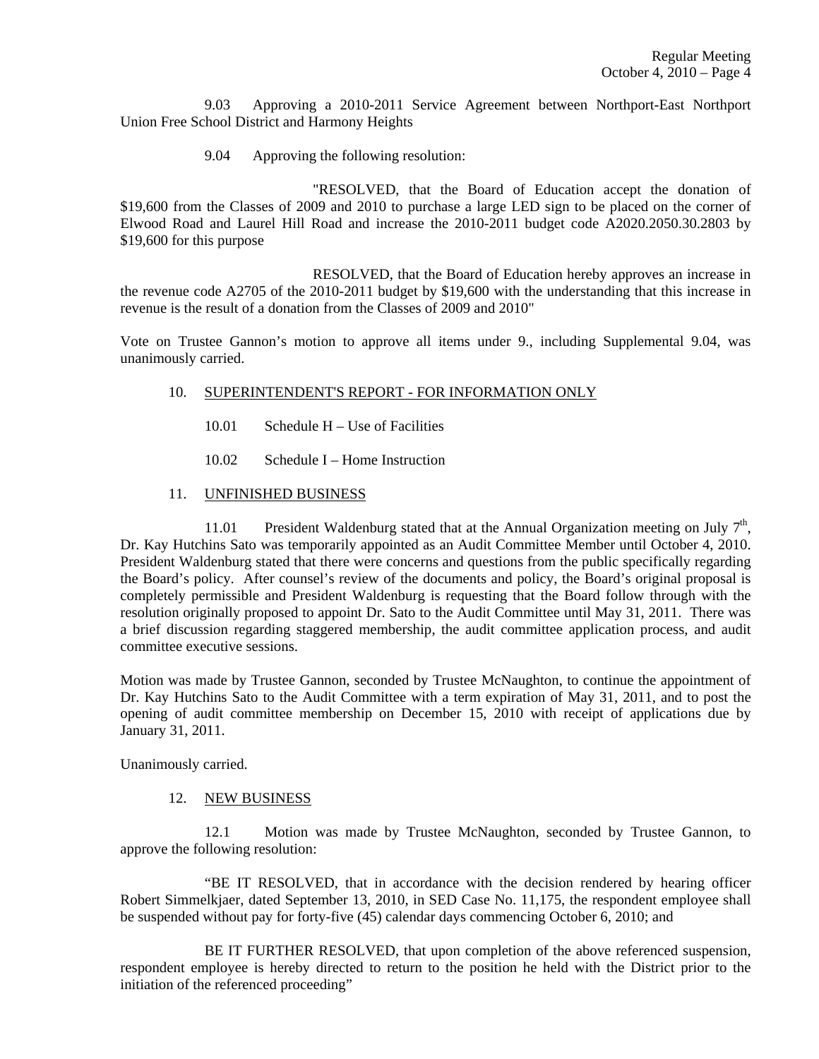9.03 Approving a 2010-2011 Service Agreement between Northport-East Northport Union Free School District and Harmony Heights

9.04 Approving the following resolution:

"RESOLVED, that the Board of Education accept the donation of $19,600 from the Classes of 2009 and 2010 to purchase a large LED sign to be placed on the corner of Elwood Road and Laurel Hill Road and increase the 2010-2011 budget code A2020.2050.30.2803 by $19,600 for this purpose

RESOLVED, that the Board of Education hereby approves an increase in the revenue code A2705 of the 2010-2011 budget by $19,600 with the understanding that this increase in revenue is the result of a donation from the Classes of 2009 and 2010"

Vote on Trustee Gannon's motion to approve all items under 9., including Supplemental 9.04, was unanimously carried.

10. SUPERINTENDENT'S REPORT - FOR INFORMATION ONLY

10.01 Schedule H – Use of Facilities

10.02 Schedule I – Home Instruction

11. UNFINISHED BUSINESS

11.01 President Waldenburg stated that at the Annual Organization meeting on July 7th, Dr. Kay Hutchins Sato was temporarily appointed as an Audit Committee Member until October 4, 2010. President Waldenburg stated that there were concerns and questions from the public specifically regarding the Board's policy. After counsel's review of the documents and policy, the Board's original proposal is completely permissible and President Waldenburg is requesting that the Board follow through with the resolution originally proposed to appoint Dr. Sato to the Audit Committee until May 31, 2011. There was a brief discussion regarding staggered membership, the audit committee application process, and audit committee executive sessions.

Motion was made by Trustee Gannon, seconded by Trustee McNaughton, to continue the appointment of Dr. Kay Hutchins Sato to the Audit Committee with a term expiration of May 31, 2011, and to post the opening of audit committee membership on December 15, 2010 with receipt of applications due by January 31, 2011.

Unanimously carried.

12. NEW BUSINESS

12.1 Motion was made by Trustee McNaughton, seconded by Trustee Gannon, to approve the following resolution:

"BE IT RESOLVED, that in accordance with the decision rendered by hearing officer Robert Simmelkjaer, dated September 13, 2010, in SED Case No. 11,175, the respondent employee shall be suspended without pay for forty-five (45) calendar days commencing October 6, 2010; and

BE IT FURTHER RESOLVED, that upon completion of the above referenced suspension, respondent employee is hereby directed to return to the position he held with the District prior to the initiation of the referenced proceeding"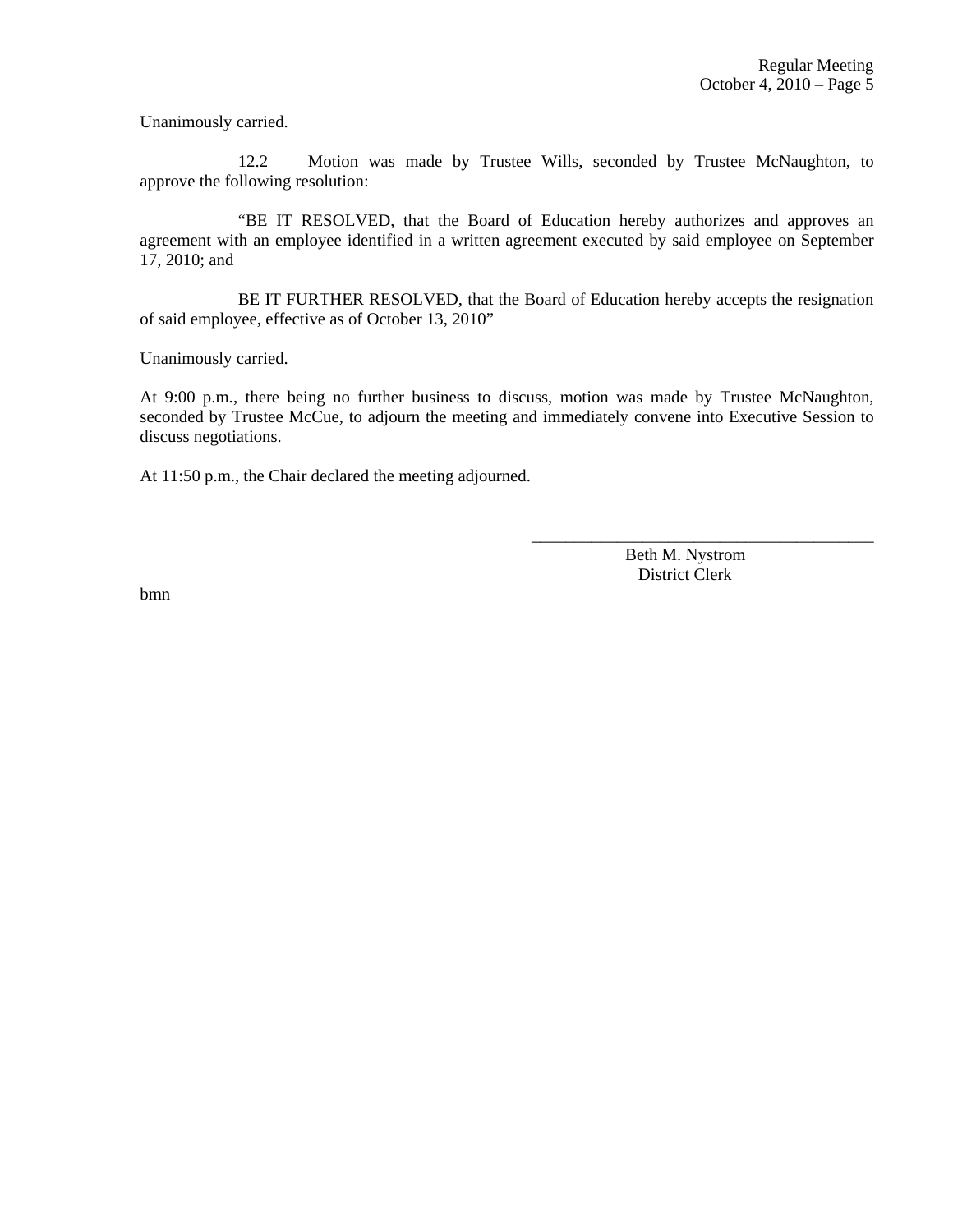Unanimously carried.

12.2 Motion was made by Trustee Wills, seconded by Trustee McNaughton, to approve the following resolution:

"BE IT RESOLVED, that the Board of Education hereby authorizes and approves an agreement with an employee identified in a written agreement executed by said employee on September 17, 2010; and

BE IT FURTHER RESOLVED, that the Board of Education hereby accepts the resignation of said employee, effective as of October 13, 2010"

Unanimously carried.

At 9:00 p.m., there being no further business to discuss, motion was made by Trustee McNaughton, seconded by Trustee McCue, to adjourn the meeting and immediately convene into Executive Session to discuss negotiations.

At 11:50 p.m., the Chair declared the meeting adjourned.

\_\_\_\_\_\_\_\_\_\_\_\_\_\_\_\_\_\_\_\_\_\_\_\_\_\_\_\_\_\_\_\_\_\_\_\_\_\_\_\_

Beth M. Nystrom
District Clerk

bmn